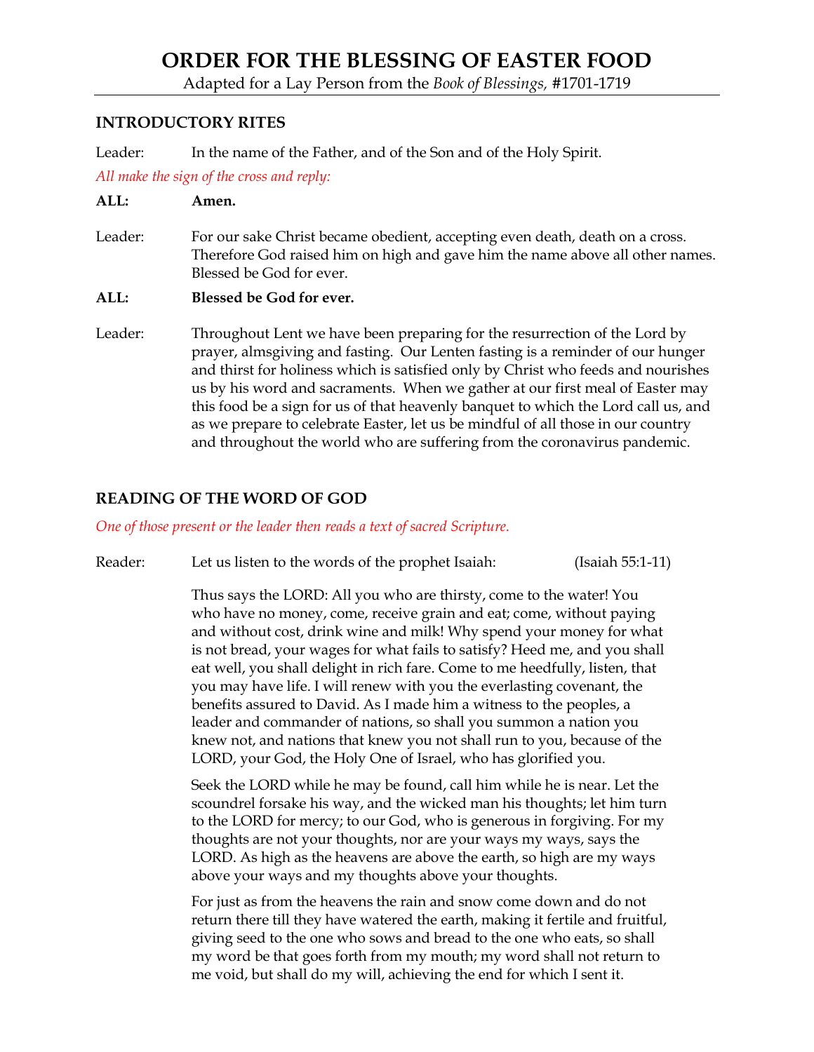# ORDER FOR THE BLESSING OF EASTER FOOD

Adapted for a Lay Person from the *Book of Blessings,* #1701-1719

## INTRODUCTORY RITES

Leader: In the name of the Father, and of the Son and of the Holy Spirit.

*All make the sign of the cross and reply:*

**ALL: Amen.**

Leader: For our sake Christ became obedient, accepting even death, death on a cross. Therefore God raised him on high and gave him the name above all other names. Blessed be God for ever.

**ALL: Blessed be God for ever.**

Leader: Throughout Lent we have been preparing for the resurrection of the Lord by prayer, almsgiving and fasting. Our Lenten fasting is a reminder of our hunger and thirst for holiness which is satisfied only by Christ who feeds and nourishes us by his word and sacraments. When we gather at our first meal of Easter may this food be a sign for us of that heavenly banquet to which the Lord call us, and as we prepare to celebrate Easter, let us be mindful of all those in our country and throughout the world who are suffering from the coronavirus pandemic.

## READING OF THE WORD OF GOD

*One of those present or the leader then reads a text of sacred Scripture.*

Reader: Let us listen to the words of the prophet Isaiah: (Isaiah 55:1-11)

Thus says the LORD: All you who are thirsty, come to the water! You who have no money, come, receive grain and eat; come, without paying and without cost, drink wine and milk! Why spend your money for what is not bread, your wages for what fails to satisfy? Heed me, and you shall eat well, you shall delight in rich fare. Come to me heedfully, listen, that you may have life. I will renew with you the everlasting covenant, the benefits assured to David. As I made him a witness to the peoples, a leader and commander of nations, so shall you summon a nation you knew not, and nations that knew you not shall run to you, because of the LORD, your God, the Holy One of Israel, who has glorified you.

Seek the LORD while he may be found, call him while he is near. Let the scoundrel forsake his way, and the wicked man his thoughts; let him turn to the LORD for mercy; to our God, who is generous in forgiving. For my thoughts are not your thoughts, nor are your ways my ways, says the LORD. As high as the heavens are above the earth, so high are my ways above your ways and my thoughts above your thoughts.

For just as from the heavens the rain and snow come down and do not return there till they have watered the earth, making it fertile and fruitful, giving seed to the one who sows and bread to the one who eats, so shall my word be that goes forth from my mouth; my word shall not return to me void, but shall do my will, achieving the end for which I sent it.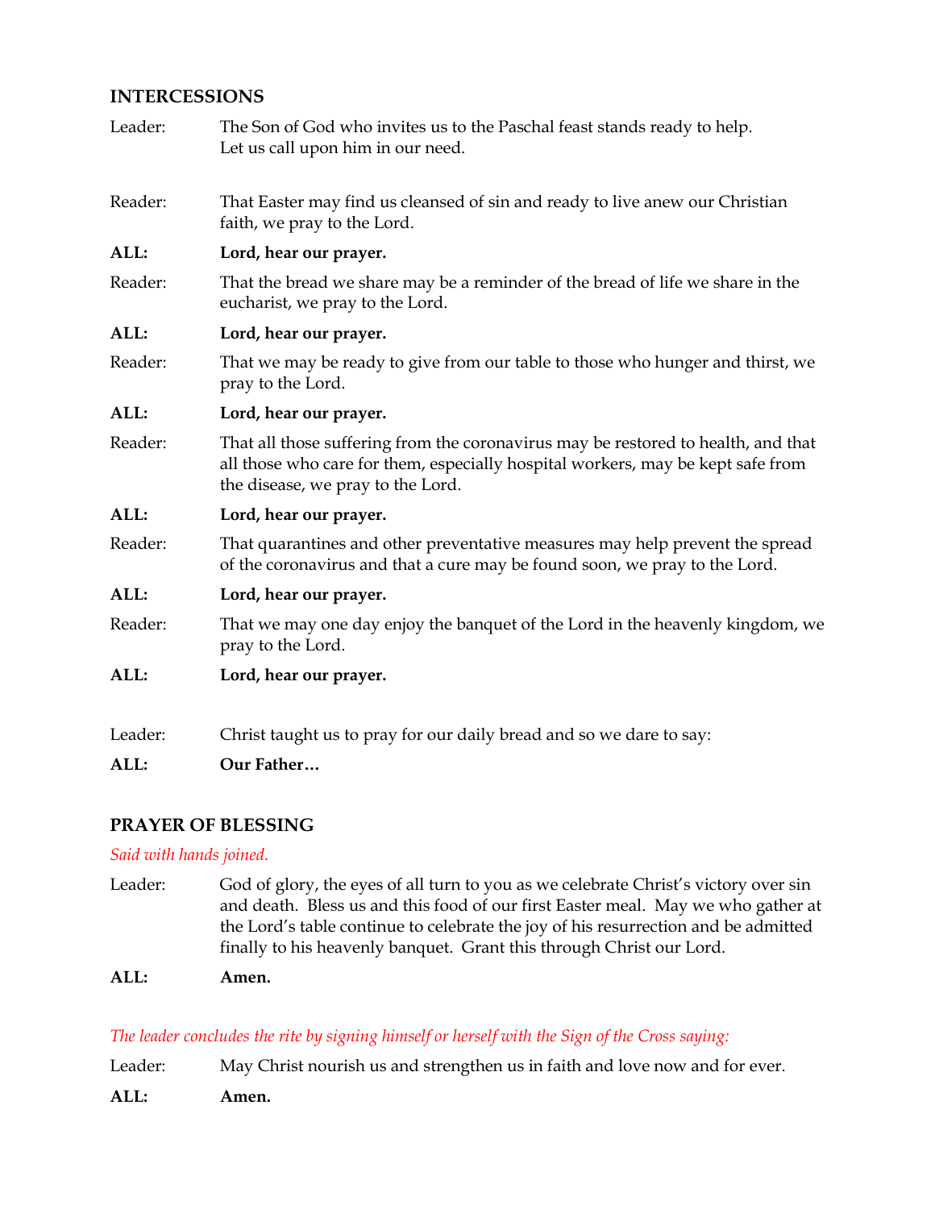## INTERCESSIONS

Leader: The Son of God who invites us to the Paschal feast stands ready to help. Let us call upon him in our need.

Reader: That Easter may find us cleansed of sin and ready to live anew our Christian faith, we pray to the Lord.

**ALL: Lord, hear our prayer.**

Reader: That the bread we share may be a reminder of the bread of life we share in the eucharist, we pray to the Lord.

**ALL: Lord, hear our prayer.**

Reader: That we may be ready to give from our table to those who hunger and thirst, we pray to the Lord.

**ALL: Lord, hear our prayer.**

Reader: That all those suffering from the coronavirus may be restored to health, and that all those who care for them, especially hospital workers, may be kept safe from the disease, we pray to the Lord.

**ALL: Lord, hear our prayer.**

Reader: That quarantines and other preventative measures may help prevent the spread of the coronavirus and that a cure may be found soon, we pray to the Lord.

**ALL: Lord, hear our prayer.**

Reader: That we may one day enjoy the banquet of the Lord in the heavenly kingdom, we pray to the Lord.

**ALL: Lord, hear our prayer.**

Leader: Christ taught us to pray for our daily bread and so we dare to say:

**ALL: Our Father…**

## PRAYER OF BLESSING

*Said with hands joined.*

Leader: God of glory, the eyes of all turn to you as we celebrate Christ's victory over sin and death. Bless us and this food of our first Easter meal. May we who gather at the Lord's table continue to celebrate the joy of his resurrection and be admitted finally to his heavenly banquet. Grant this through Christ our Lord.

**ALL: Amen.**

*The leader concludes the rite by signing himself or herself with the Sign of the Cross saying:*

Leader: May Christ nourish us and strengthen us in faith and love now and for ever.

**ALL: Amen.**